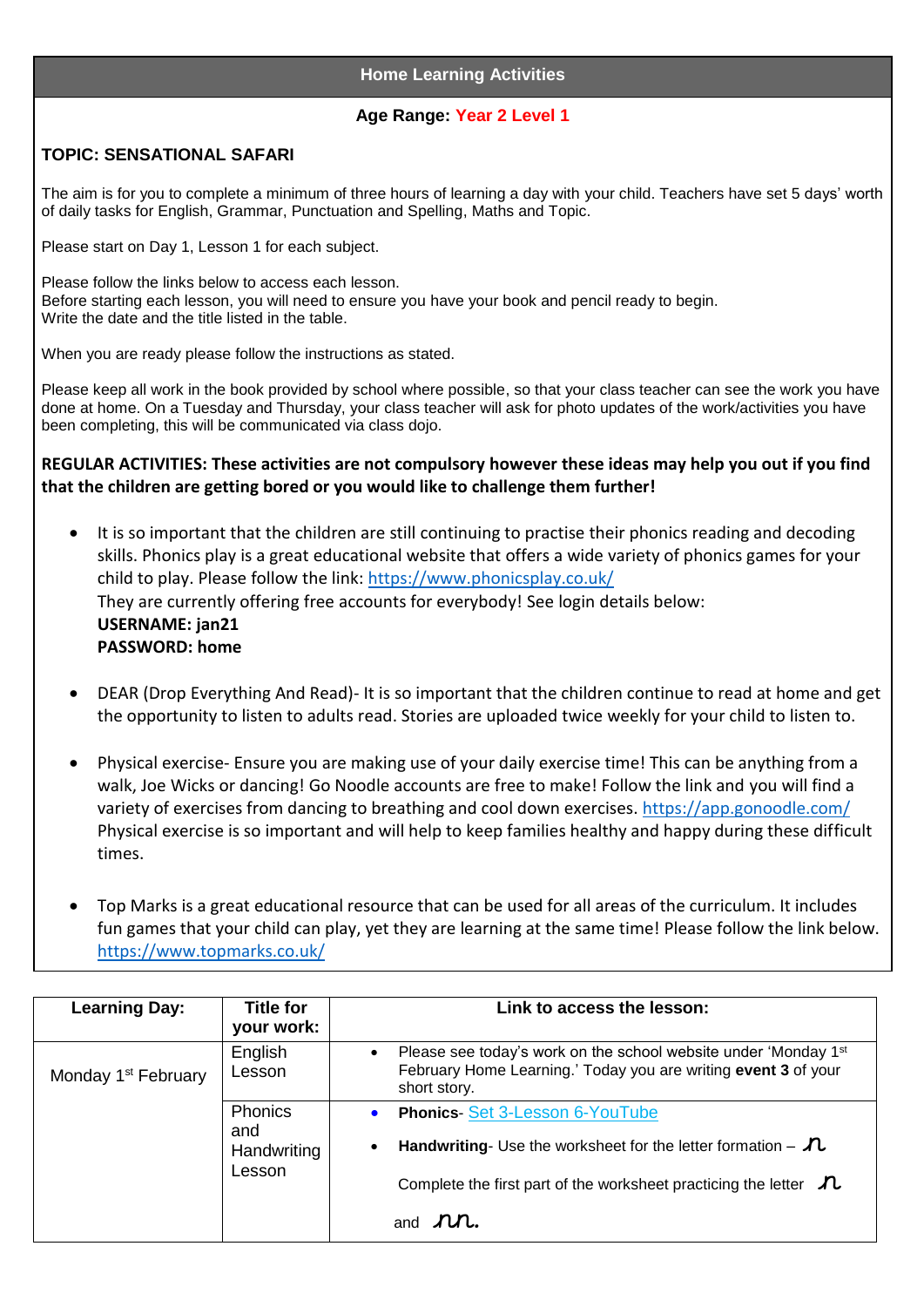## Home Learning Activities

**Age Range: Year 2 Level 1**

**TOPIC: SENSATIONAL SAFARI**

The aim is for you to complete a minimum of three hours of learning a day with your child. Teachers have set 5 days' worth of daily tasks for English, Grammar, Punctuation and Spelling, Maths and Topic.

Please start on Day 1, Lesson 1 for each subject.

Please follow the links below to access each lesson.
Before starting each lesson, you will need to ensure you have your book and pencil ready to begin.
Write the date and the title listed in the table.

When you are ready please follow the instructions as stated.

Please keep all work in the book provided by school where possible, so that your class teacher can see the work you have done at home. On a Tuesday and Thursday, your class teacher will ask for photo updates of the work/activities you have been completing, this will be communicated via class dojo.

**REGULAR ACTIVITIES: These activities are not compulsory however these ideas may help you out if you find that the children are getting bored or you would like to challenge them further!**

- It is so important that the children are still continuing to practise their phonics reading and decoding skills. Phonics play is a great educational website that offers a wide variety of phonics games for your child to play. Please follow the link: https://www.phonicsplay.co.uk/
  They are currently offering free accounts for everybody! See login details below:
  **USERNAME: jan21**
  **PASSWORD: home**

- DEAR (Drop Everything And Read)- It is so important that the children continue to read at home and get the opportunity to listen to adults read. Stories are uploaded twice weekly for your child to listen to.

- Physical exercise- Ensure you are making use of your daily exercise time! This can be anything from a walk, Joe Wicks or dancing! Go Noodle accounts are free to make! Follow the link and you will find a variety of exercises from dancing to breathing and cool down exercises. https://app.gonoodle.com/
  Physical exercise is so important and will help to keep families healthy and happy during these difficult times.

- Top Marks is a great educational resource that can be used for all areas of the curriculum. It includes fun games that your child can play, yet they are learning at the same time! Please follow the link below. https://www.topmarks.co.uk/

| Learning Day: | Title for your work: | Link to access the lesson: |
|---|---|---|
| Monday 1st February | English Lesson | • Please see today's work on the school website under 'Monday 1st February Home Learning.' Today you are writing **event 3** of your short story. |
| | Phonics and Handwriting Lesson | • **Phonics**- Set 3-Lesson 6-YouTube<br>• **Handwriting**- Use the worksheet for the letter formation – n<br>Complete the first part of the worksheet practicing the letter n and nn. |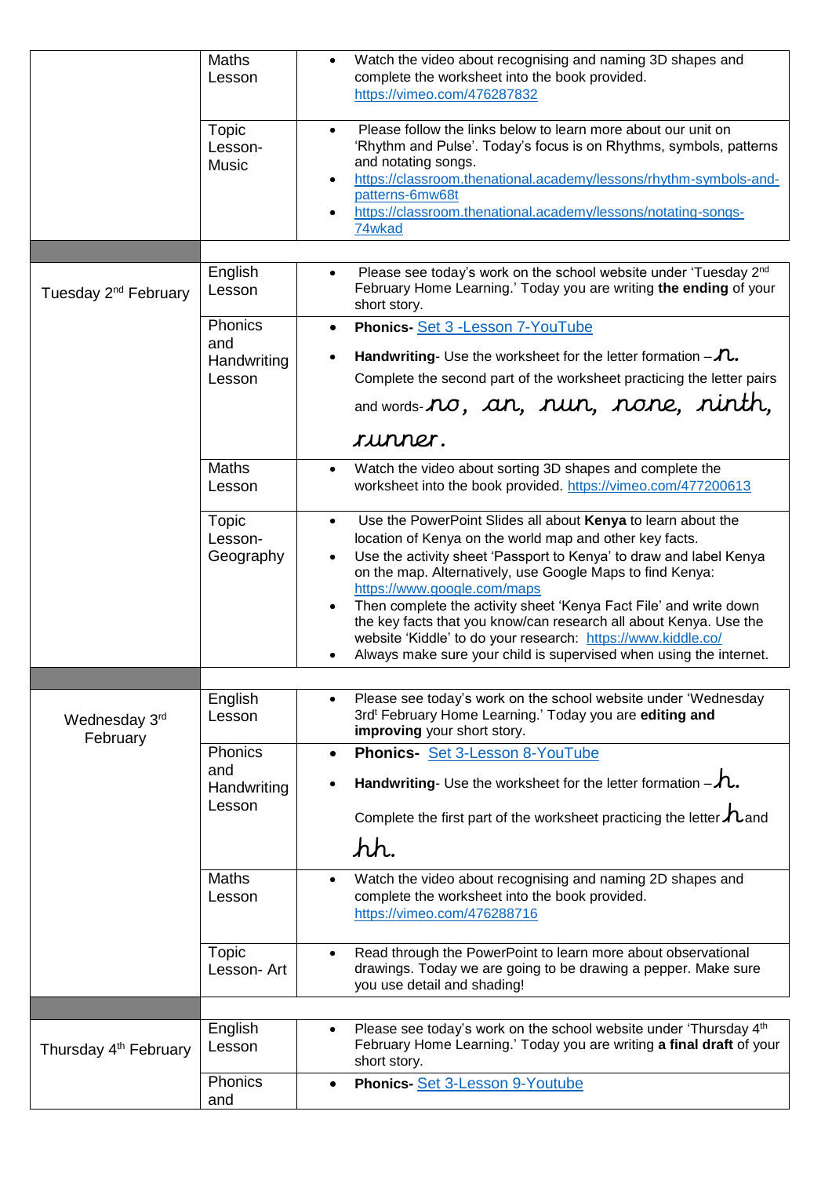|  |  |  |
|---|---|---|
|  | Maths Lesson | • Watch the video about recognising and naming 3D shapes and complete the worksheet into the book provided. https://vimeo.com/476287832 |
|  | Topic Lesson- Music | • Please follow the links below to learn more about our unit on 'Rhythm and Pulse'. Today's focus is on Rhythms, symbols, patterns and notating songs. <br>• https://classroom.thenational.academy/lessons/rhythm-symbols-and-patterns-6mw68t <br>• https://classroom.thenational.academy/lessons/notating-songs-74wkad |
|  |  |  |
| Tuesday 2nd February | English Lesson | • Please see today's work on the school website under 'Tuesday 2nd February Home Learning.' Today you are writing **the ending** of your short story. |
|  | Phonics and Handwriting Lesson | • **Phonics-** Set 3 -Lesson 7-YouTube <br>• **Handwriting**- Use the worksheet for the letter formation – n. Complete the second part of the worksheet practicing the letter pairs and words- no, an, nun, none, ninth, runner. |
|  | Maths Lesson | • Watch the video about sorting 3D shapes and complete the worksheet into the book provided. https://vimeo.com/477200613 |
|  | Topic Lesson- Geography | • Use the PowerPoint Slides all about **Kenya** to learn about the location of Kenya on the world map and other key facts. <br>• Use the activity sheet 'Passport to Kenya' to draw and label Kenya on the map. Alternatively, use Google Maps to find Kenya: https://www.google.com/maps <br>• Then complete the activity sheet 'Kenya Fact File' and write down the key facts that you know/can research all about Kenya. Use the website 'Kiddle' to do your research: https://www.kiddle.co/ <br>• Always make sure your child is supervised when using the internet. |
|  |  |  |
| Wednesday 3rd February | English Lesson | • Please see today's work on the school website under 'Wednesday 3rd February Home Learning.' Today you are **editing and improving** your short story. |
|  | Phonics and Handwriting Lesson | • **Phonics-** Set 3-Lesson 8-YouTube <br>• **Handwriting**- Use the worksheet for the letter formation – h. Complete the first part of the worksheet practicing the letter h and hh. |
|  | Maths Lesson | • Watch the video about recognising and naming 2D shapes and complete the worksheet into the book provided. https://vimeo.com/476288716 |
|  | Topic Lesson- Art | • Read through the PowerPoint to learn more about observational drawings. Today we are going to be drawing a pepper. Make sure you use detail and shading! |
|  |  |  |
| Thursday 4th February | English Lesson | • Please see today's work on the school website under 'Thursday 4th February Home Learning.' Today you are writing **a final draft** of your short story. |
|  | Phonics and | • **Phonics-** Set 3-Lesson 9-Youtube |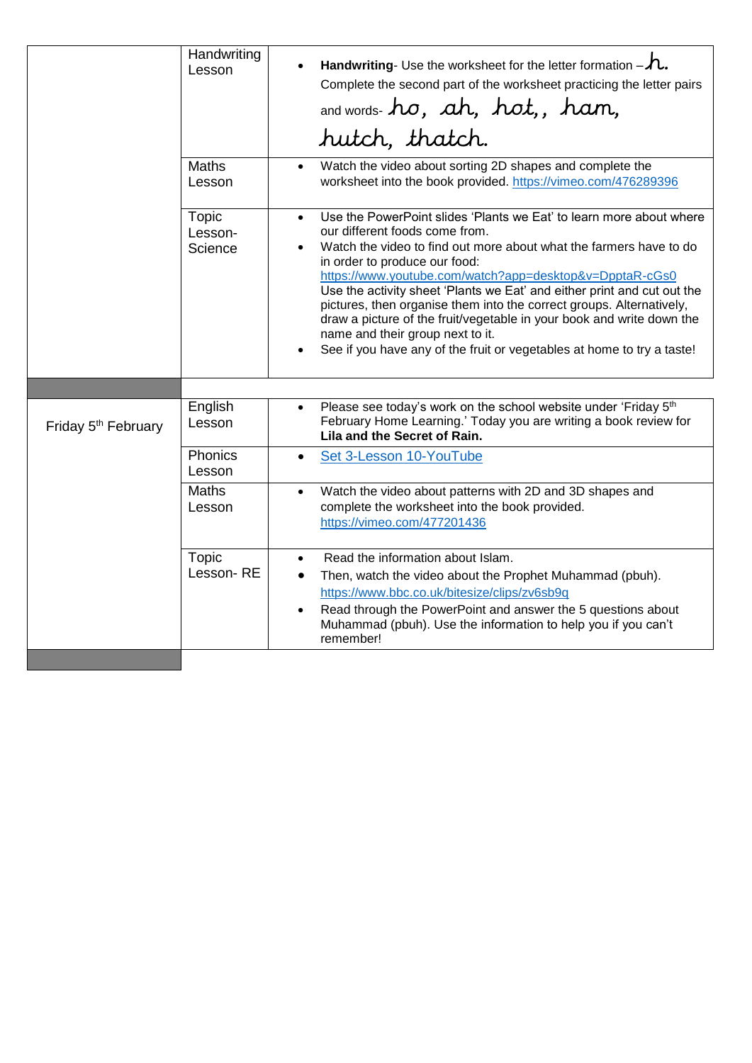| | | |
|---|---|---|
| | Handwriting Lesson | • **Handwriting**- Use the worksheet for the letter formation – h. Complete the second part of the worksheet practicing the letter pairs and words- ho, ah, hot,, ham, hutch, thatch. |
| | Maths Lesson | • Watch the video about sorting 2D shapes and complete the worksheet into the book provided. https://vimeo.com/476289396 |
| | Topic Lesson- Science | • Use the PowerPoint slides 'Plants we Eat' to learn more about where our different foods come from.<br>• Watch the video to find out more about what the farmers have to do in order to produce our food: https://www.youtube.com/watch?app=desktop&v=DpptaR-cGs0 Use the activity sheet 'Plants we Eat' and either print and cut out the pictures, then organise them into the correct groups. Alternatively, draw a picture of the fruit/vegetable in your book and write down the name and their group next to it.<br>• See if you have any of the fruit or vegetables at home to try a taste! |
| | | |
| Friday 5th February | English Lesson | • Please see today's work on the school website under 'Friday 5th February Home Learning.' Today you are writing a book review for **Lila and the Secret of Rain.** |
| | Phonics Lesson | • Set 3-Lesson 10-YouTube |
| | Maths Lesson | • Watch the video about patterns with 2D and 3D shapes and complete the worksheet into the book provided. https://vimeo.com/477201436 |
| | Topic Lesson- RE | • Read the information about Islam.<br>• Then, watch the video about the Prophet Muhammad (pbuh). https://www.bbc.co.uk/bitesize/clips/zv6sb9q<br>• Read through the PowerPoint and answer the 5 questions about Muhammad (pbuh). Use the information to help you if you can't remember! |